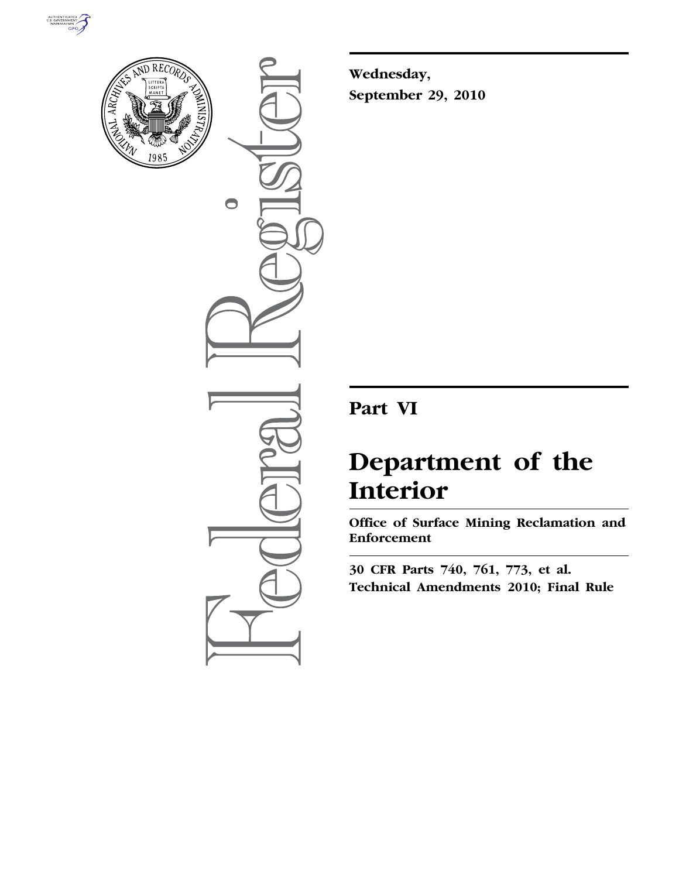Wednesday,

September 29, 2010

# Part VI

# Department of the Interior

## Office of Surface Mining Reclamation and Enforcement

**30 CFR Parts 740, 761, 773, et al.**

**Technical Amendments 2010; Final Rule**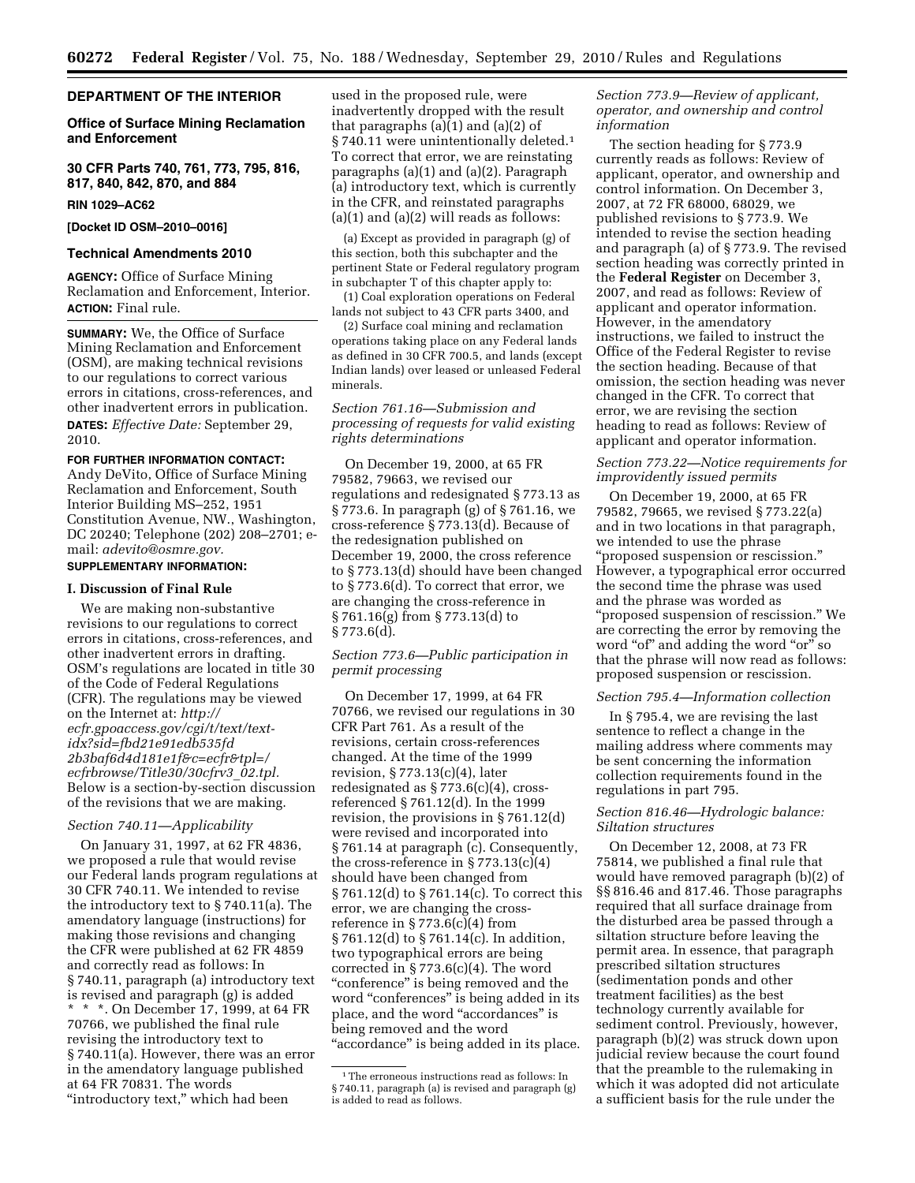## DEPARTMENT OF THE INTERIOR

### Office of Surface Mining Reclamation and Enforcement

### 30 CFR Parts 740, 761, 773, 795, 816, 817, 840, 842, 870, and 884

**RIN 1029–AC62**

**[Docket ID OSM–2010–0016]**

### Technical Amendments 2010

**AGENCY:** Office of Surface Mining Reclamation and Enforcement, Interior.

**ACTION:** Final rule.

**SUMMARY:** We, the Office of Surface Mining Reclamation and Enforcement (OSM), are making technical revisions to our regulations to correct various errors in citations, cross-references, and other inadvertent errors in publication.

**DATES:** *Effective Date:* September 29, 2010.

**FOR FURTHER INFORMATION CONTACT:** Andy DeVito, Office of Surface Mining Reclamation and Enforcement, South Interior Building MS–252, 1951 Constitution Avenue, NW., Washington, DC 20240; Telephone (202) 208–2701; e-mail: *adevito@osmre.gov.*

**SUPPLEMENTARY INFORMATION:**

#### I. Discussion of Final Rule

We are making non-substantive revisions to our regulations to correct errors in citations, cross-references, and other inadvertent errors in drafting. OSM's regulations are located in title 30 of the Code of Federal Regulations (CFR). The regulations may be viewed on the Internet at: *http://ecfr.gpoaccess.gov/cgi/t/text/text-idx?sid=fbd21e91edb535fd2b3baf6d4d181e1f&c=ecfr&tpl=/ecfrbrowse/Title30/30cfrv3_02.tpl.* Below is a section-by-section discussion of the revisions that we are making.

*Section 740.11—Applicability*

On January 31, 1997, at 62 FR 4836, we proposed a rule that would revise our Federal lands program regulations at 30 CFR 740.11. We intended to revise the introductory text to § 740.11(a). The amendatory language (instructions) for making those revisions and changing the CFR were published at 62 FR 4859 and correctly read as follows: In § 740.11, paragraph (a) introductory text is revised and paragraph (g) is added * * *. On December 17, 1999, at 64 FR 70766, we published the final rule revising the introductory text to § 740.11(a). However, there was an error in the amendatory language published at 64 FR 70831. The words "introductory text," which had been used in the proposed rule, were inadvertently dropped with the result that paragraphs (a)(1) and (a)(2) of § 740.11 were unintentionally deleted.[1] To correct that error, we are reinstating paragraphs (a)(1) and (a)(2). Paragraph (a) introductory text, which is currently in the CFR, and reinstated paragraphs (a)(1) and (a)(2) will reads as follows:

(a) Except as provided in paragraph (g) of this section, both this subchapter and the pertinent State or Federal regulatory program in subchapter T of this chapter apply to:

(1) Coal exploration operations on Federal lands not subject to 43 CFR parts 3400, and

(2) Surface coal mining and reclamation operations taking place on any Federal lands as defined in 30 CFR 700.5, and lands (except Indian lands) over leased or unleased Federal minerals.

*Section 761.16—Submission and processing of requests for valid existing rights determinations*

On December 19, 2000, at 65 FR 79582, 79663, we revised our regulations and redesignated § 773.13 as § 773.6. In paragraph (g) of § 761.16, we cross-reference § 773.13(d). Because of the redesignation published on December 19, 2000, the cross reference to § 773.13(d) should have been changed to § 773.6(d). To correct that error, we are changing the cross-reference in § 761.16(g) from § 773.13(d) to § 773.6(d).

*Section 773.6—Public participation in permit processing*

On December 17, 1999, at 64 FR 70766, we revised our regulations in 30 CFR Part 761. As a result of the revisions, certain cross-references changed. At the time of the 1999 revision, § 773.13(c)(4), later redesignated as § 773.6(c)(4), cross-referenced § 761.12(d). In the 1999 revision, the provisions in § 761.12(d) were revised and incorporated into § 761.14 at paragraph (c). Consequently, the cross-reference in § 773.13(c)(4) should have been changed from § 761.12(d) to § 761.14(c). To correct this error, we are changing the cross-reference in § 773.6(c)(4) from § 761.12(d) to § 761.14(c). In addition, two typographical errors are being corrected in § 773.6(c)(4). The word "conference" is being removed and the word "conferences" is being added in its place, and the word "accordances" is being removed and the word "accordance" is being added in its place.

[1] The erroneous instructions read as follows: In § 740.11, paragraph (a) is revised and paragraph (g) is added to read as follows.

*Section 773.9—Review of applicant, operator, and ownership and control information*

The section heading for § 773.9 currently reads as follows: Review of applicant, operator, and ownership and control information. On December 3, 2007, at 72 FR 68000, 68029, we published revisions to § 773.9. We intended to revise the section heading and paragraph (a) of § 773.9. The revised section heading was correctly printed in the **Federal Register** on December 3, 2007, and read as follows: Review of applicant and operator information. However, in the amendatory instructions, we failed to instruct the Office of the Federal Register to revise the section heading. Because of that omission, the section heading was never changed in the CFR. To correct that error, we are revising the section heading to read as follows: Review of applicant and operator information.

*Section 773.22—Notice requirements for improvidently issued permits*

On December 19, 2000, at 65 FR 79582, 79665, we revised § 773.22(a) and in two locations in that paragraph, we intended to use the phrase "proposed suspension or rescission." However, a typographical error occurred the second time the phrase was used and the phrase was worded as "proposed suspension of rescission." We are correcting the error by removing the word "of" and adding the word "or" so that the phrase will now read as follows: proposed suspension or rescission.

*Section 795.4—Information collection*

In § 795.4, we are revising the last sentence to reflect a change in the mailing address where comments may be sent concerning the information collection requirements found in the regulations in part 795.

*Section 816.46—Hydrologic balance: Siltation structures*

On December 12, 2008, at 73 FR 75814, we published a final rule that would have removed paragraph (b)(2) of §§ 816.46 and 817.46. Those paragraphs required that all surface drainage from the disturbed area be passed through a siltation structure before leaving the permit area. In essence, that paragraph prescribed siltation structures (sedimentation ponds and other treatment facilities) as the best technology currently available for sediment control. Previously, however, paragraph (b)(2) was struck down upon judicial review because the court found that the preamble to the rulemaking in which it was adopted did not articulate a sufficient basis for the rule under the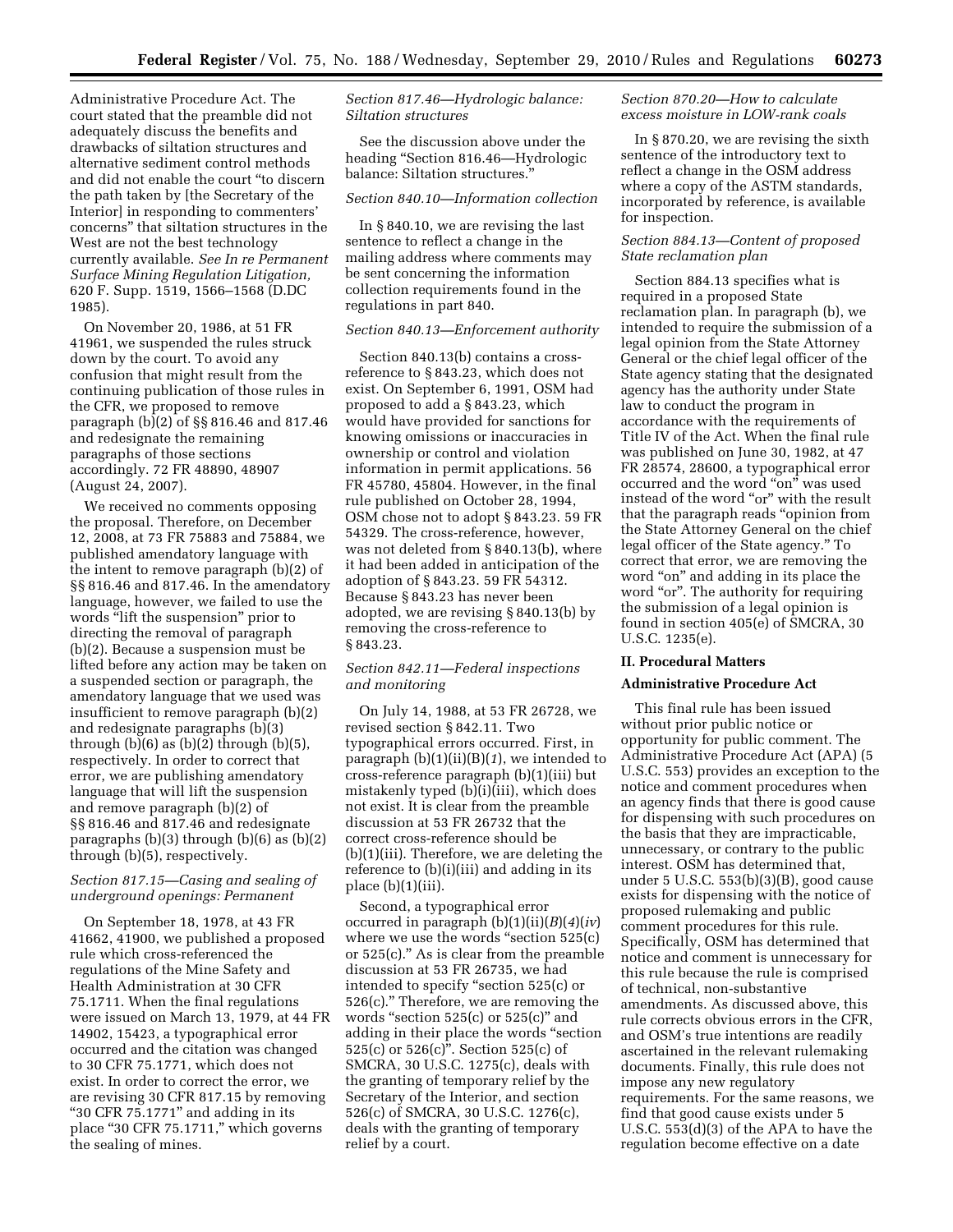Administrative Procedure Act. The court stated that the preamble did not adequately discuss the benefits and drawbacks of siltation structures and alternative sediment control methods and did not enable the court "to discern the path taken by [the Secretary of the Interior] in responding to commenters' concerns" that siltation structures in the West are not the best technology currently available. *See In re Permanent Surface Mining Regulation Litigation,* 620 F. Supp. 1519, 1566–1568 (D.DC 1985).

On November 20, 1986, at 51 FR 41961, we suspended the rules struck down by the court. To avoid any confusion that might result from the continuing publication of those rules in the CFR, we proposed to remove paragraph (b)(2) of §§ 816.46 and 817.46 and redesignate the remaining paragraphs of those sections accordingly. 72 FR 48890, 48907 (August 24, 2007).

We received no comments opposing the proposal. Therefore, on December 12, 2008, at 73 FR 75883 and 75884, we published amendatory language with the intent to remove paragraph (b)(2) of §§ 816.46 and 817.46. In the amendatory language, however, we failed to use the words "lift the suspension" prior to directing the removal of paragraph (b)(2). Because a suspension must be lifted before any action may be taken on a suspended section or paragraph, the amendatory language that we used was insufficient to remove paragraph (b)(2) and redesignate paragraphs (b)(3) through (b)(6) as (b)(2) through (b)(5), respectively. In order to correct that error, we are publishing amendatory language that will lift the suspension and remove paragraph (b)(2) of §§ 816.46 and 817.46 and redesignate paragraphs (b)(3) through (b)(6) as (b)(2) through (b)(5), respectively.

*Section 817.15—Casing and sealing of underground openings: Permanent*

On September 18, 1978, at 43 FR 41662, 41900, we published a proposed rule which cross-referenced the regulations of the Mine Safety and Health Administration at 30 CFR 75.1711. When the final regulations were issued on March 13, 1979, at 44 FR 14902, 15423, a typographical error occurred and the citation was changed to 30 CFR 75.1771, which does not exist. In order to correct the error, we are revising 30 CFR 817.15 by removing "30 CFR 75.1771" and adding in its place "30 CFR 75.1711," which governs the sealing of mines.

*Section 817.46—Hydrologic balance: Siltation structures*

See the discussion above under the heading "Section 816.46—Hydrologic balance: Siltation structures."

*Section 840.10—Information collection*

In § 840.10, we are revising the last sentence to reflect a change in the mailing address where comments may be sent concerning the information collection requirements found in the regulations in part 840.

*Section 840.13—Enforcement authority*

Section 840.13(b) contains a cross-reference to § 843.23, which does not exist. On September 6, 1991, OSM had proposed to add a § 843.23, which would have provided for sanctions for knowing omissions or inaccuracies in ownership or control and violation information in permit applications. 56 FR 45780, 45804. However, in the final rule published on October 28, 1994, OSM chose not to adopt § 843.23. 59 FR 54329. The cross-reference, however, was not deleted from § 840.13(b), where it had been added in anticipation of the adoption of § 843.23. 59 FR 54312. Because § 843.23 has never been adopted, we are revising § 840.13(b) by removing the cross-reference to § 843.23.

*Section 842.11—Federal inspections and monitoring*

On July 14, 1988, at 53 FR 26728, we revised section § 842.11. Two typographical errors occurred. First, in paragraph (b)(1)(ii)(B)(*1*), we intended to cross-reference paragraph (b)(1)(iii) but mistakenly typed (b)(i)(iii), which does not exist. It is clear from the preamble discussion at 53 FR 26732 that the correct cross-reference should be (b)(1)(iii). Therefore, we are deleting the reference to (b)(i)(iii) and adding in its place (b)(1)(iii).

Second, a typographical error occurred in paragraph (b)(1)(ii)(*B*)(*4*)(*iv*) where we use the words "section 525(c) or 525(c)." As is clear from the preamble discussion at 53 FR 26735, we had intended to specify "section 525(c) or 526(c)." Therefore, we are removing the words "section 525(c) or 525(c)" and adding in their place the words "section 525(c) or 526(c)". Section 525(c) of SMCRA, 30 U.S.C. 1275(c), deals with the granting of temporary relief by the Secretary of the Interior, and section 526(c) of SMCRA, 30 U.S.C. 1276(c), deals with the granting of temporary relief by a court.

*Section 870.20—How to calculate excess moisture in LOW-rank coals*

In § 870.20, we are revising the sixth sentence of the introductory text to reflect a change in the OSM address where a copy of the ASTM standards, incorporated by reference, is available for inspection.

*Section 884.13—Content of proposed State reclamation plan*

Section 884.13 specifies what is required in a proposed State reclamation plan. In paragraph (b), we intended to require the submission of a legal opinion from the State Attorney General or the chief legal officer of the State agency stating that the designated agency has the authority under State law to conduct the program in accordance with the requirements of Title IV of the Act. When the final rule was published on June 30, 1982, at 47 FR 28574, 28600, a typographical error occurred and the word "on" was used instead of the word "or" with the result that the paragraph reads "opinion from the State Attorney General on the chief legal officer of the State agency." To correct that error, we are removing the word "on" and adding in its place the word "or". The authority for requiring the submission of a legal opinion is found in section 405(e) of SMCRA, 30 U.S.C. 1235(e).

## II. Procedural Matters

### Administrative Procedure Act

This final rule has been issued without prior public notice or opportunity for public comment. The Administrative Procedure Act (APA) (5 U.S.C. 553) provides an exception to the notice and comment procedures when an agency finds that there is good cause for dispensing with such procedures on the basis that they are impracticable, unnecessary, or contrary to the public interest. OSM has determined that, under 5 U.S.C. 553(b)(3)(B), good cause exists for dispensing with the notice of proposed rulemaking and public comment procedures for this rule. Specifically, OSM has determined that notice and comment is unnecessary for this rule because the rule is comprised of technical, non-substantive amendments. As discussed above, this rule corrects obvious errors in the CFR, and OSM's true intentions are readily ascertained in the relevant rulemaking documents. Finally, this rule does not impose any new regulatory requirements. For the same reasons, we find that good cause exists under 5 U.S.C. 553(d)(3) of the APA to have the regulation become effective on a date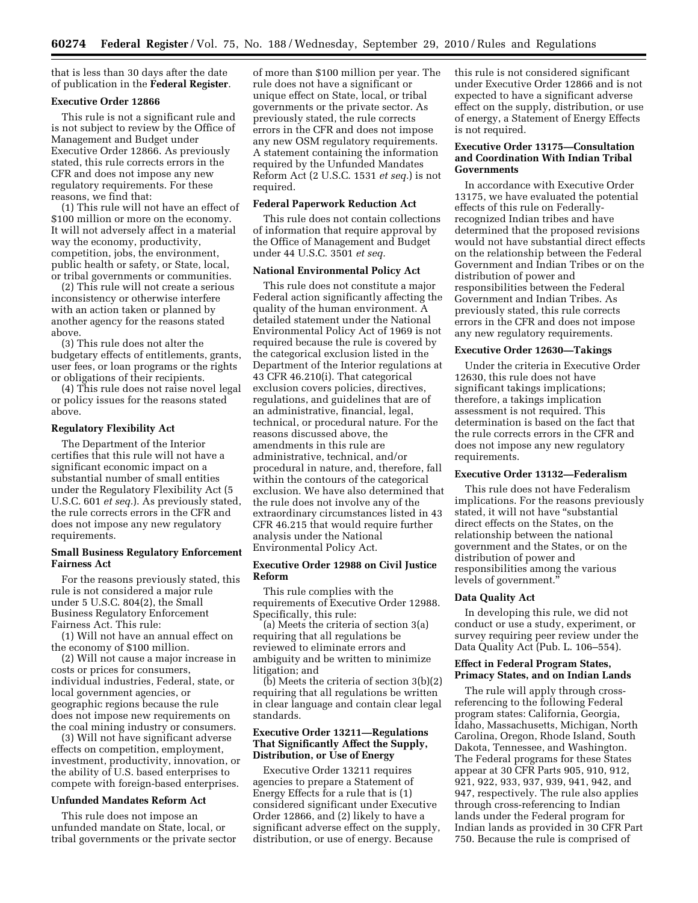that is less than 30 days after the date of publication in the **Federal Register**.

**Executive Order 12866**

This rule is not a significant rule and is not subject to review by the Office of Management and Budget under Executive Order 12866. As previously stated, this rule corrects errors in the CFR and does not impose any new regulatory requirements. For these reasons, we find that:

(1) This rule will not have an effect of $100 million or more on the economy. It will not adversely affect in a material way the economy, productivity, competition, jobs, the environment, public health or safety, or State, local, or tribal governments or communities.

(2) This rule will not create a serious inconsistency or otherwise interfere with an action taken or planned by another agency for the reasons stated above.

(3) This rule does not alter the budgetary effects of entitlements, grants, user fees, or loan programs or the rights or obligations of their recipients.

(4) This rule does not raise novel legal or policy issues for the reasons stated above.

**Regulatory Flexibility Act**

The Department of the Interior certifies that this rule will not have a significant economic impact on a substantial number of small entities under the Regulatory Flexibility Act (5 U.S.C. 601 *et seq.*). As previously stated, the rule corrects errors in the CFR and does not impose any new regulatory requirements.

**Small Business Regulatory Enforcement Fairness Act**

For the reasons previously stated, this rule is not considered a major rule under 5 U.S.C. 804(2), the Small Business Regulatory Enforcement Fairness Act. This rule:

(1) Will not have an annual effect on the economy of $100 million.

(2) Will not cause a major increase in costs or prices for consumers, individual industries, Federal, state, or local government agencies, or geographic regions because the rule does not impose new requirements on the coal mining industry or consumers.

(3) Will not have significant adverse effects on competition, employment, investment, productivity, innovation, or the ability of U.S. based enterprises to compete with foreign-based enterprises.

**Unfunded Mandates Reform Act**

This rule does not impose an unfunded mandate on State, local, or tribal governments or the private sector of more than $100 million per year. The rule does not have a significant or unique effect on State, local, or tribal governments or the private sector. As previously stated, the rule corrects errors in the CFR and does not impose any new OSM regulatory requirements. A statement containing the information required by the Unfunded Mandates Reform Act (2 U.S.C. 1531 *et seq.*) is not required.

**Federal Paperwork Reduction Act**

This rule does not contain collections of information that require approval by the Office of Management and Budget under 44 U.S.C. 3501 *et seq.*

**National Environmental Policy Act**

This rule does not constitute a major Federal action significantly affecting the quality of the human environment. A detailed statement under the National Environmental Policy Act of 1969 is not required because the rule is covered by the categorical exclusion listed in the Department of the Interior regulations at 43 CFR 46.210(i). That categorical exclusion covers policies, directives, regulations, and guidelines that are of an administrative, financial, legal, technical, or procedural nature. For the reasons discussed above, the amendments in this rule are administrative, technical, and/or procedural in nature, and, therefore, fall within the contours of the categorical exclusion. We have also determined that the rule does not involve any of the extraordinary circumstances listed in 43 CFR 46.215 that would require further analysis under the National Environmental Policy Act.

**Executive Order 12988 on Civil Justice Reform**

This rule complies with the requirements of Executive Order 12988. Specifically, this rule:

(a) Meets the criteria of section 3(a) requiring that all regulations be reviewed to eliminate errors and ambiguity and be written to minimize litigation; and

(b) Meets the criteria of section 3(b)(2) requiring that all regulations be written in clear language and contain clear legal standards.

**Executive Order 13211—Regulations That Significantly Affect the Supply, Distribution, or Use of Energy**

Executive Order 13211 requires agencies to prepare a Statement of Energy Effects for a rule that is (1) considered significant under Executive Order 12866, and (2) likely to have a significant adverse effect on the supply, distribution, or use of energy. Because this rule is not considered significant under Executive Order 12866 and is not expected to have a significant adverse effect on the supply, distribution, or use of energy, a Statement of Energy Effects is not required.

**Executive Order 13175—Consultation and Coordination With Indian Tribal Governments**

In accordance with Executive Order 13175, we have evaluated the potential effects of this rule on Federally-recognized Indian tribes and have determined that the proposed revisions would not have substantial direct effects on the relationship between the Federal Government and Indian Tribes or on the distribution of power and responsibilities between the Federal Government and Indian Tribes. As previously stated, this rule corrects errors in the CFR and does not impose any new regulatory requirements.

**Executive Order 12630—Takings**

Under the criteria in Executive Order 12630, this rule does not have significant takings implications; therefore, a takings implication assessment is not required. This determination is based on the fact that the rule corrects errors in the CFR and does not impose any new regulatory requirements.

**Executive Order 13132—Federalism**

This rule does not have Federalism implications. For the reasons previously stated, it will not have "substantial direct effects on the States, on the relationship between the national government and the States, or on the distribution of power and responsibilities among the various levels of government."

**Data Quality Act**

In developing this rule, we did not conduct or use a study, experiment, or survey requiring peer review under the Data Quality Act (Pub. L. 106–554).

**Effect in Federal Program States, Primacy States, and on Indian Lands**

The rule will apply through cross-referencing to the following Federal program states: California, Georgia, Idaho, Massachusetts, Michigan, North Carolina, Oregon, Rhode Island, South Dakota, Tennessee, and Washington. The Federal programs for these States appear at 30 CFR Parts 905, 910, 912, 921, 922, 933, 937, 939, 941, 942, and 947, respectively. The rule also applies through cross-referencing to Indian lands under the Federal program for Indian lands as provided in 30 CFR Part 750. Because the rule is comprised of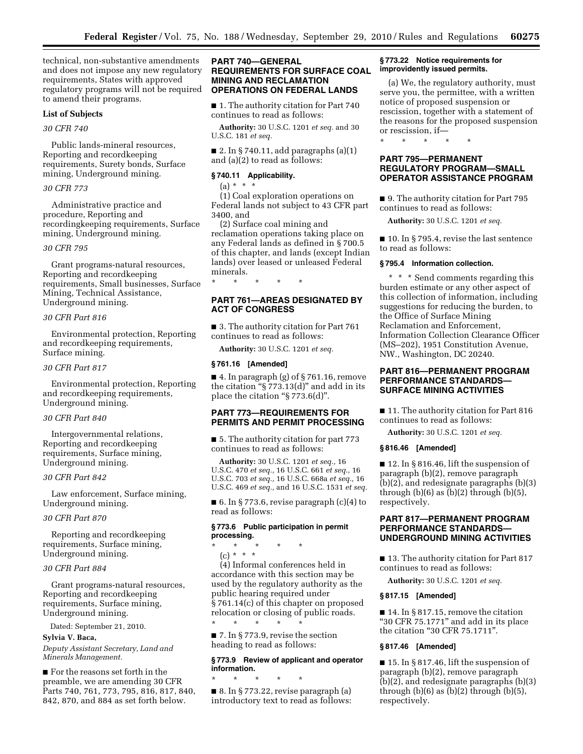technical, non-substantive amendments and does not impose any new regulatory requirements, States with approved regulatory programs will not be required to amend their programs.

**List of Subjects**

*30 CFR 740*

Public lands-mineral resources, Reporting and recordkeeping requirements, Surety bonds, Surface mining, Underground mining.

*30 CFR 773*

Administrative practice and procedure, Reporting and recordingkeeping requirements, Surface mining, Underground mining.

*30 CFR 795*

Grant programs-natural resources, Reporting and recordkeeping requirements, Small businesses, Surface Mining, Technical Assistance, Underground mining.

*30 CFR Part 816*

Environmental protection, Reporting and recordkeeping requirements, Surface mining.

*30 CFR Part 817*

Environmental protection, Reporting and recordkeeping requirements, Underground mining.

*30 CFR Part 840*

Intergovernmental relations, Reporting and recordkeeping requirements, Surface mining, Underground mining.

*30 CFR Part 842*

Law enforcement, Surface mining, Underground mining.

*30 CFR Part 870*

Reporting and recordkeeping requirements, Surface mining, Underground mining.

*30 CFR Part 884*

Grant programs-natural resources, Reporting and recordkeeping requirements, Surface mining, Underground mining.

Dated: September 21, 2010.

**Sylvia V. Baca,**

*Deputy Assistant Secretary, Land and Minerals Management.*

■ For the reasons set forth in the preamble, we are amending 30 CFR Parts 740, 761, 773, 795, 816, 817, 840, 842, 870, and 884 as set forth below.

## PART 740—GENERAL REQUIREMENTS FOR SURFACE COAL MINING AND RECLAMATION OPERATIONS ON FEDERAL LANDS

■ 1. The authority citation for Part 740 continues to read as follows:

**Authority:** 30 U.S.C. 1201 *et seq.* and 30 U.S.C. 181 *et seq.*

■ 2. In § 740.11, add paragraphs (a)(1) and (a)(2) to read as follows:

### § 740.11 Applicability.

(a) * * *

(1) Coal exploration operations on Federal lands not subject to 43 CFR part 3400, and

(2) Surface coal mining and reclamation operations taking place on any Federal lands as defined in § 700.5 of this chapter, and lands (except Indian lands) over leased or unleased Federal minerals.

\* \* \* \* \*

## PART 761—AREAS DESIGNATED BY ACT OF CONGRESS

■ 3. The authority citation for Part 761 continues to read as follows:

**Authority:** 30 U.S.C. 1201 *et seq.*

### § 761.16 [Amended]

■ 4. In paragraph (g) of § 761.16, remove the citation "§ 773.13(d)" and add in its place the citation "§ 773.6(d)".

## PART 773—REQUIREMENTS FOR PERMITS AND PERMIT PROCESSING

■ 5. The authority citation for part 773 continues to read as follows:

**Authority:** 30 U.S.C. 1201 *et seq.,* 16 U.S.C. 470 *et seq.,* 16 U.S.C. 661 *et seq.,* 16 U.S.C. 703 *et seq.,* 16 U.S.C. 668a *et seq.,* 16 U.S.C. 469 *et seq.,* and 16 U.S.C. 1531 *et seq.*

■ 6. In § 773.6, revise paragraph (c)(4) to read as follows:

### § 773.6 Public participation in permit processing.

\* \* \* \* \*

(c) * * *

(4) Informal conferences held in accordance with this section may be used by the regulatory authority as the public hearing required under § 761.14(c) of this chapter on proposed relocation or closing of public roads.

\* \* \* \* \*

■ 7. In § 773.9, revise the section heading to read as follows:

### § 773.9 Review of applicant and operator information.

\* \* \* \* \*

■ 8. In § 773.22, revise paragraph (a) introductory text to read as follows:

### § 773.22 Notice requirements for improvidently issued permits.

(a) We, the regulatory authority, must serve you, the permittee, with a written notice of proposed suspension or rescission, together with a statement of the reasons for the proposed suspension or rescission, if—

\* \* \* \* \*

## PART 795—PERMANENT REGULATORY PROGRAM—SMALL OPERATOR ASSISTANCE PROGRAM

■ 9. The authority citation for Part 795 continues to read as follows:

**Authority:** 30 U.S.C. 1201 *et seq.*

■ 10. In § 795.4, revise the last sentence to read as follows:

### § 795.4 Information collection.

\* \* \* Send comments regarding this burden estimate or any other aspect of this collection of information, including suggestions for reducing the burden, to the Office of Surface Mining Reclamation and Enforcement, Information Collection Clearance Officer (MS–202), 1951 Constitution Avenue, NW., Washington, DC 20240.

## PART 816—PERMANENT PROGRAM PERFORMANCE STANDARDS—SURFACE MINING ACTIVITIES

■ 11. The authority citation for Part 816 continues to read as follows:

**Authority:** 30 U.S.C. 1201 *et seq.*

### § 816.46 [Amended]

■ 12. In § 816.46, lift the suspension of paragraph (b)(2), remove paragraph (b)(2), and redesignate paragraphs (b)(3) through (b)(6) as (b)(2) through (b)(5), respectively.

## PART 817—PERMANENT PROGRAM PERFORMANCE STANDARDS—UNDERGROUND MINING ACTIVITIES

■ 13. The authority citation for Part 817 continues to read as follows:

**Authority:** 30 U.S.C. 1201 *et seq.*

### § 817.15 [Amended]

■ 14. In § 817.15, remove the citation "30 CFR 75.1771" and add in its place the citation "30 CFR 75.1711".

### § 817.46 [Amended]

■ 15. In § 817.46, lift the suspension of paragraph (b)(2), remove paragraph (b)(2), and redesignate paragraphs (b)(3) through (b)(6) as (b)(2) through (b)(5), respectively.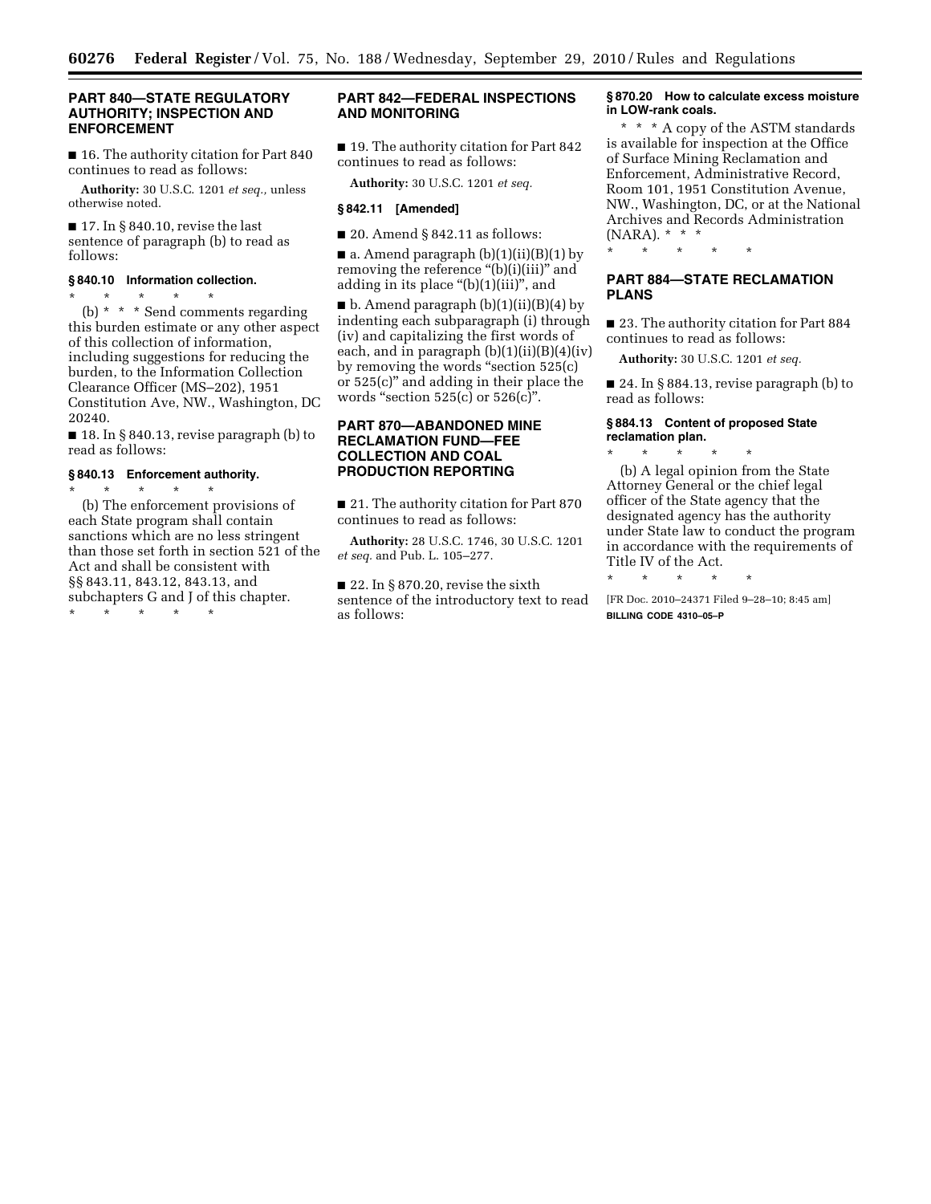## PART 840—STATE REGULATORY AUTHORITY; INSPECTION AND ENFORCEMENT

■ 16. The authority citation for Part 840 continues to read as follows:

**Authority:** 30 U.S.C. 1201 *et seq.,* unless otherwise noted.

■ 17. In § 840.10, revise the last sentence of paragraph (b) to read as follows:

### § 840.10 Information collection.

\* \* \* \* \*

(b) \* \* \* Send comments regarding this burden estimate or any other aspect of this collection of information, including suggestions for reducing the burden, to the Information Collection Clearance Officer (MS–202), 1951 Constitution Ave, NW., Washington, DC 20240.

■ 18. In § 840.13, revise paragraph (b) to read as follows:

### § 840.13 Enforcement authority.

\* \* \* \* \*

(b) The enforcement provisions of each State program shall contain sanctions which are no less stringent than those set forth in section 521 of the Act and shall be consistent with §§ 843.11, 843.12, 843.13, and subchapters G and J of this chapter.

\* \* \* \* \*

## PART 842—FEDERAL INSPECTIONS AND MONITORING

■ 19. The authority citation for Part 842 continues to read as follows:

**Authority:** 30 U.S.C. 1201 *et seq.*

### § 842.11 [Amended]

■ 20. Amend § 842.11 as follows:

■ a. Amend paragraph (b)(1)(ii)(B)(1) by removing the reference "(b)(i)(iii)" and adding in its place "(b)(1)(iii)", and

■ b. Amend paragraph (b)(1)(ii)(B)(4) by indenting each subparagraph (i) through (iv) and capitalizing the first words of each, and in paragraph (b)(1)(ii)(B)(4)(iv) by removing the words "section 525(c) or 525(c)" and adding in their place the words "section 525(c) or 526(c)".

## PART 870—ABANDONED MINE RECLAMATION FUND—FEE COLLECTION AND COAL PRODUCTION REPORTING

■ 21. The authority citation for Part 870 continues to read as follows:

**Authority:** 28 U.S.C. 1746, 30 U.S.C. 1201 *et seq.* and Pub. L. 105–277.

■ 22. In § 870.20, revise the sixth sentence of the introductory text to read as follows:

### § 870.20 How to calculate excess moisture in LOW-rank coals.

\* \* \* A copy of the ASTM standards is available for inspection at the Office of Surface Mining Reclamation and Enforcement, Administrative Record, Room 101, 1951 Constitution Avenue, NW., Washington, DC, or at the National Archives and Records Administration (NARA). \* \* \*

\* \* \* \* \*

## PART 884—STATE RECLAMATION PLANS

■ 23. The authority citation for Part 884 continues to read as follows:

**Authority:** 30 U.S.C. 1201 *et seq.*

■ 24. In § 884.13, revise paragraph (b) to read as follows:

### § 884.13 Content of proposed State reclamation plan.

\* \* \* \* \*

(b) A legal opinion from the State Attorney General or the chief legal officer of the State agency that the designated agency has the authority under State law to conduct the program in accordance with the requirements of Title IV of the Act.

\* \* \* \* \*

[FR Doc. 2010–24371 Filed 9–28–10; 8:45 am]

**BILLING CODE 4310–05–P**